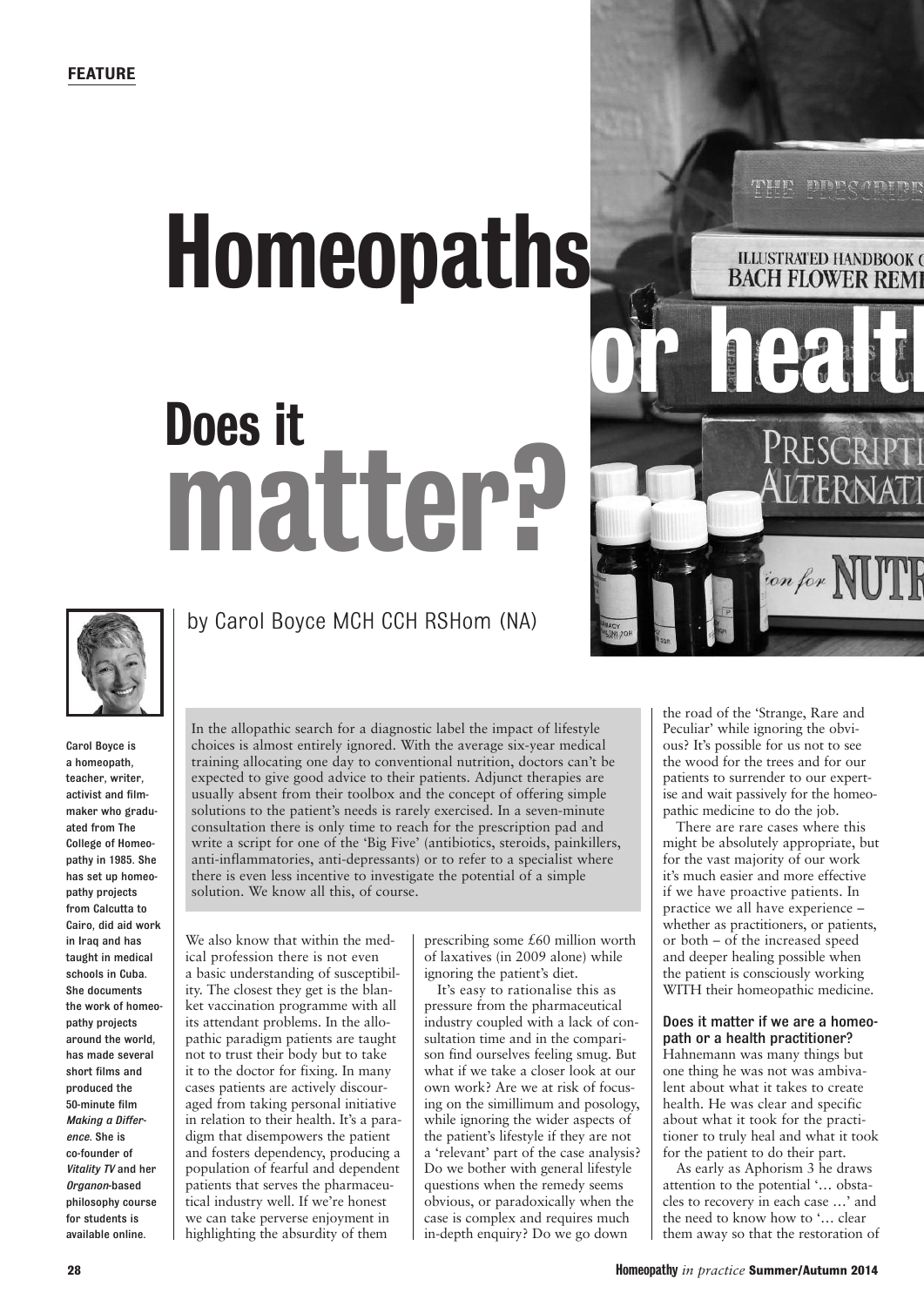FEATURE

# Homeopaths or health

## Does it matter?

by Carol Boyce MCH CCH RSHom (NA)

**Carol Boyce is a homeopath, teacher, writer, activist and film-maker who graduated from The College of Homeopathy in 1985. She has set up homeopathy projects from Calcutta to Cairo, did aid work in Iraq and has taught in medical schools in Cuba. She documents the work of homeopathy projects around the world, has made several short films and produced the 50-minute film *Making a Difference*. She is co-founder of *Vitality TV* and her *Organon*-based philosophy course for students is available online.**

In the allopathic search for a diagnostic label the impact of lifestyle choices is almost entirely ignored. With the average six-year medical training allocating one day to conventional nutrition, doctors can't be expected to give good advice to their patients. Adjunct therapies are usually absent from their toolbox and the concept of offering simple solutions to the patient's needs is rarely exercised. In a seven-minute consultation there is only time to reach for the prescription pad and write a script for one of the 'Big Five' (antibiotics, steroids, painkillers, anti-inflammatories, anti-depressants) or to refer to a specialist where there is even less incentive to investigate the potential of a simple solution. We know all this, of course.

We also know that within the medical profession there is not even a basic understanding of susceptibility. The closest they get is the blanket vaccination programme with all its attendant problems. In the allopathic paradigm patients are taught not to trust their body but to take it to the doctor for fixing. In many cases patients are actively discouraged from taking personal initiative in relation to their health. It's a paradigm that disempowers the patient and fosters dependency, producing a population of fearful and dependent patients that serves the pharmaceutical industry well. If we're honest we can take perverse enjoyment in highlighting the absurdity of them prescribing some £60 million worth of laxatives (in 2009 alone) while ignoring the patient's diet.

It's easy to rationalise this as pressure from the pharmaceutical industry coupled with a lack of consultation time and in the comparison find ourselves feeling smug. But what if we take a closer look at our own work? Are we at risk of focusing on the simillimum and posology, while ignoring the wider aspects of the patient's lifestyle if they are not a 'relevant' part of the case analysis? Do we bother with general lifestyle questions when the remedy seems obvious, or paradoxically when the case is complex and requires much in-depth enquiry? Do we go down the road of the 'Strange, Rare and Peculiar' while ignoring the obvious? It's possible for us not to see the wood for the trees and for our patients to surrender to our expertise and wait passively for the homeopathic medicine to do the job.

There are rare cases where this might be absolutely appropriate, but for the vast majority of our work it's much easier and more effective if we have proactive patients. In practice we all have experience – whether as practitioners, or patients, or both – of the increased speed and deeper healing possible when the patient is consciously working WITH their homeopathic medicine.

### Does it matter if we are a homeopath or a health practitioner?

Hahnemann was many things but one thing he was not was ambivalent about what it takes to create health. He was clear and specific about what it took for the practitioner to truly heal and what it took for the patient to do their part.

As early as Aphorism 3 he draws attention to the potential '… obstacles to recovery in each case …' and the need to know how to '… clear them away so that the restoration of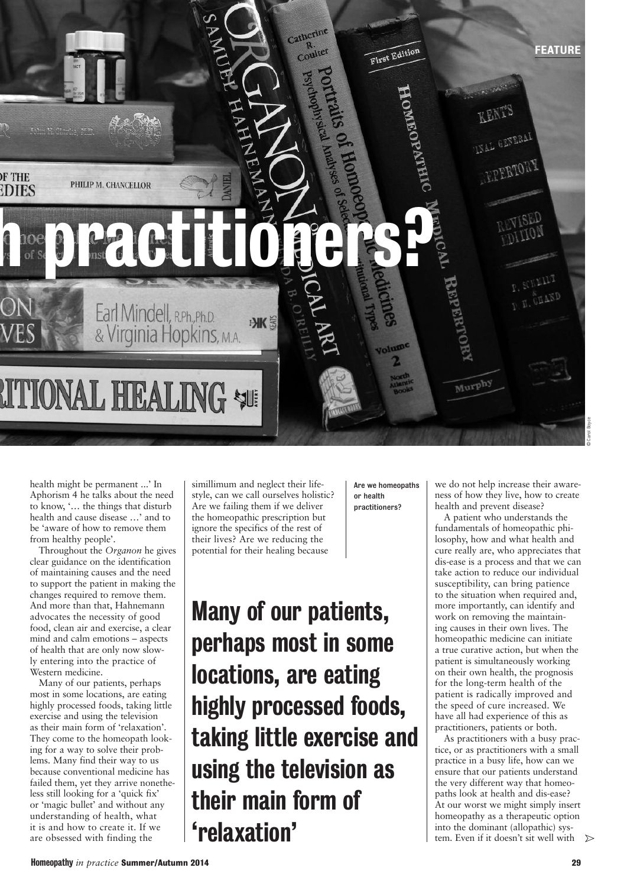FEATURE

# ...h practitioners?

health might be permanent ...' In Aphorism 4 he talks about the need to know, '... the things that disturb health and cause disease ...' and to be 'aware of how to remove them from healthy people'.

Throughout the *Organon* he gives clear guidance on the identification of maintaining causes and the need to support the patient in making the changes required to remove them. And more than that, Hahnemann advocates the necessity of good food, clean air and exercise, a clear mind and calm emotions – aspects of health that are only now slowly entering into the practice of Western medicine.

Many of our patients, perhaps most in some locations, are eating highly processed foods, taking little exercise and using the television as their main form of 'relaxation'. They come to the homeopath looking for a way to solve their problems. Many find their way to us because conventional medicine has failed them, yet they arrive nonetheless still looking for a 'quick fix' or 'magic bullet' and without any understanding of health, what it is and how to create it. If we are obsessed with finding the simillimum and neglect their lifestyle, can we call ourselves holistic? Are we failing them if we deliver the homeopathic prescription but ignore the specifics of the rest of their lives? Are we reducing the potential for their healing because we do not help increase their awareness of how they live, how to create health and prevent disease?

**Are we homeopaths or health practitioners?**

**Many of our patients, perhaps most in some locations, are eating highly processed foods, taking little exercise and using the television as their main form of 'relaxation'**

A patient who understands the fundamentals of homeopathic philosophy, how and what health and cure really are, who appreciates that dis-ease is a process and that we can take action to reduce our individual susceptibility, can bring patience to the situation when required and, more importantly, can identify and work on removing the maintaining causes in their own lives. The homeopathic medicine can initiate a true curative action, but when the patient is simultaneously working on their own health, the prognosis for the long-term health of the patient is radically improved and the speed of cure increased. We have all had experience of this as practitioners, patients or both.

As practitioners with a busy practice, or as practitioners with a small practice in a busy life, how can we ensure that our patients understand the very different way that homeopaths look at health and dis-ease? At our worst we might simply insert homeopathy as a therapeutic option into the dominant (allopathic) system. Even if it doesn't sit well with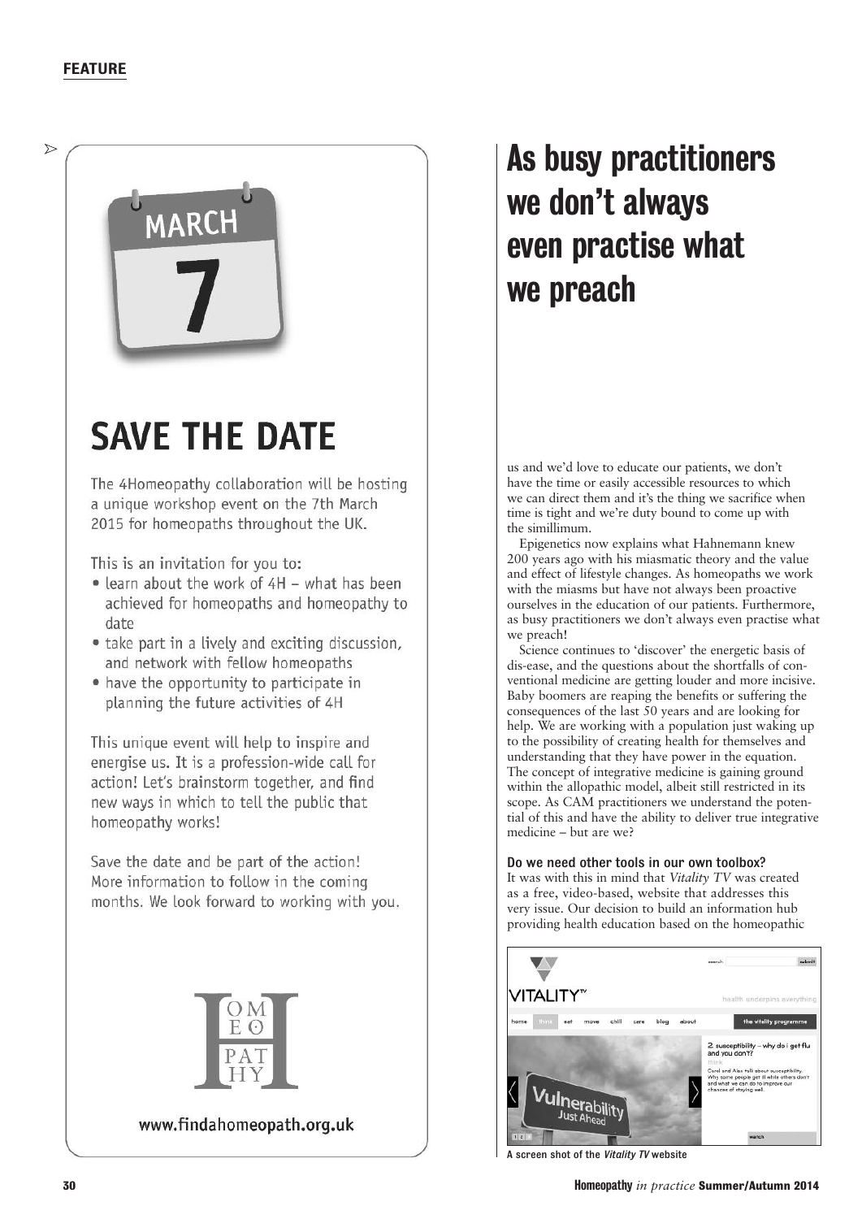**FEATURE**

MARCH

7

## SAVE THE DATE

The 4Homeopathy collaboration will be hosting a unique workshop event on the 7th March 2015 for homeopaths throughout the UK.

This is an invitation for you to:

- learn about the work of 4H – what has been achieved for homeopaths and homeopathy to date
- take part in a lively and exciting discussion, and network with fellow homeopaths
- have the opportunity to participate in planning the future activities of 4H

This unique event will help to inspire and energise us. It is a profession-wide call for action! Let's brainstorm together, and find new ways in which to tell the public that homeopathy works!

Save the date and be part of the action! More information to follow in the coming months. We look forward to working with you.

OM EO PAT HY

www.findahomeopath.org.uk

# As busy practitioners we don't always even practise what we preach

us and we'd love to educate our patients, we don't have the time or easily accessible resources to which we can direct them and it's the thing we sacrifice when time is tight and we're duty bound to come up with the simillimum.

Epigenetics now explains what Hahnemann knew 200 years ago with his miasmatic theory and the value and effect of lifestyle changes. As homeopaths we work with the miasms but have not always been proactive ourselves in the education of our patients. Furthermore, as busy practitioners we don't always even practise what we preach!

Science continues to 'discover' the energetic basis of dis-ease, and the questions about the shortfalls of conventional medicine are getting louder and more incisive. Baby boomers are reaping the benefits or suffering the consequences of the last 50 years and are looking for help. We are working with a population just waking up to the possibility of creating health for themselves and understanding that they have power in the equation. The concept of integrative medicine is gaining ground within the allopathic model, albeit still restricted in its scope. As CAM practitioners we understand the potential of this and have the ability to deliver true integrative medicine – but are we?

**Do we need other tools in our own toolbox?**

It was with this in mind that *Vitality TV* was created as a free, video-based, website that addresses this very issue. Our decision to build an information hub providing health education based on the homeopathic

A screen shot of the *Vitality TV* website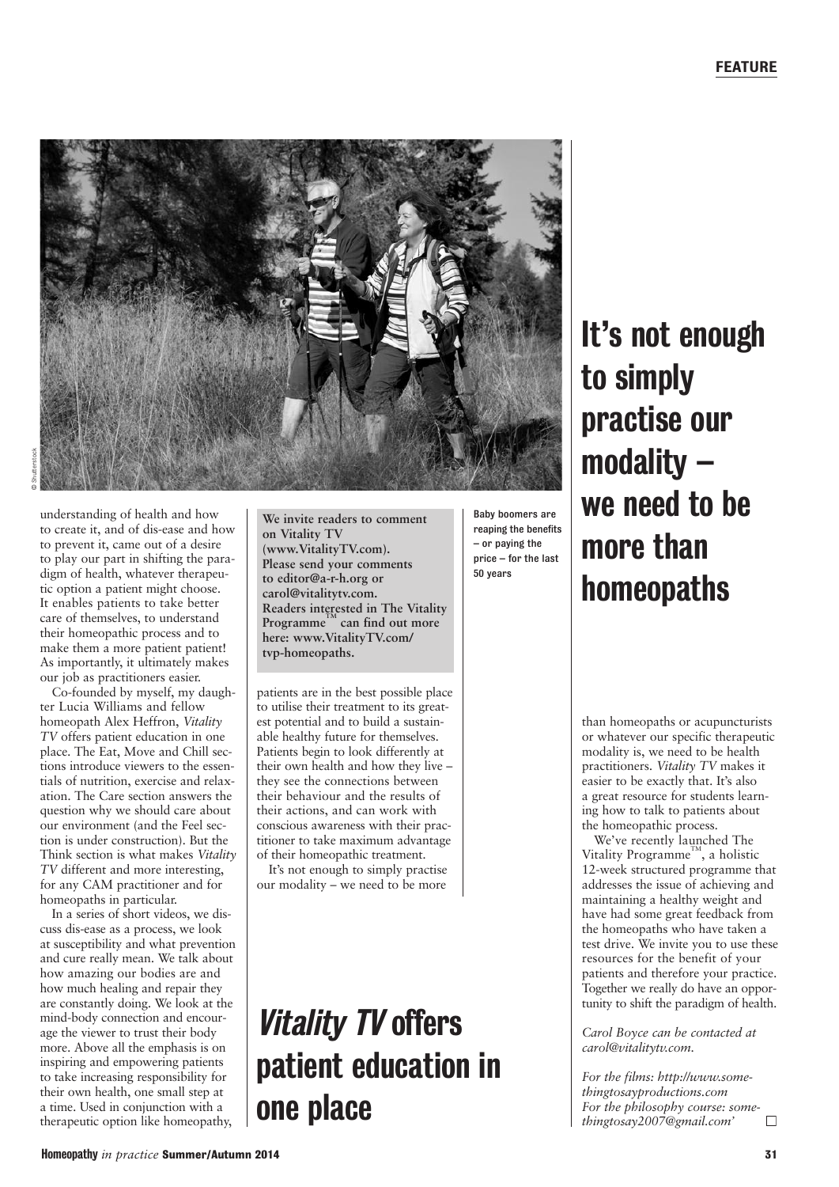understanding of health and how to create it, and of dis-ease and how to prevent it, came out of a desire to play our part in shifting the paradigm of health, whatever therapeutic option a patient might choose. It enables patients to take better care of themselves, to understand their homeopathic process and to make them a more patient patient! As importantly, it ultimately makes our job as practitioners easier.

Co-founded by myself, my daughter Lucia Williams and fellow homeopath Alex Heffron, *Vitality TV* offers patient education in one place. The Eat, Move and Chill sections introduce viewers to the essentials of nutrition, exercise and relaxation. The Care section answers the question why we should care about our environment (and the Feel section is under construction). But the Think section is what makes *Vitality TV* different and more interesting, for any CAM practitioner and for homeopaths in particular.

In a series of short videos, we discuss dis-ease as a process, we look at susceptibility and what prevention and cure really mean. We talk about how amazing our bodies are and how much healing and repair they are constantly doing. We look at the mind-body connection and encourage the viewer to trust their body more. Above all the emphasis is on inspiring and empowering patients to take increasing responsibility for their own health, one small step at a time. Used in conjunction with a therapeutic option like homeopathy, patients are in the best possible place to utilise their treatment to its greatest potential and to build a sustainable healthy future for themselves. Patients begin to look differently at their own health and how they live – they see the connections between their behaviour and the results of their actions, and can work with conscious awareness with their practitioner to take maximum advantage of their homeopathic treatment.

It's not enough to simply practise our modality – we need to be more than homeopaths or acupuncturists or whatever our specific therapeutic modality is, we need to be health practitioners. *Vitality TV* makes it easier to be exactly that. It's also a great resource for students learning how to talk to patients about the homeopathic process.

We've recently launched The Vitality Programme™, a holistic 12-week structured programme that addresses the issue of achieving and maintaining a healthy weight and have had some great feedback from the homeopaths who have taken a test drive. We invite you to use these resources for the benefit of your patients and therefore your practice. Together we really do have an opportunity to shift the paradigm of health.

**We invite readers to comment on Vitality TV (www.VitalityTV.com). Please send your comments to editor@a-r-h.org or carol@vitalitytv.com. Readers interested in The Vitality Programme™ can find out more here: www.VitalityTV.com/tvp-homeopaths.**

Baby boomers are reaping the benefits – or paying the price – for the last 50 years

## It's not enough to simply practise our modality – we need to be more than homeopaths

## *Vitality TV* offers patient education in one place

*Carol Boyce can be contacted at carol@vitalitytv.com.*

*For the films: http://www.somethingtosayproductions.com*
*For the philosophy course: somethingtosay2007@gmail.com'*